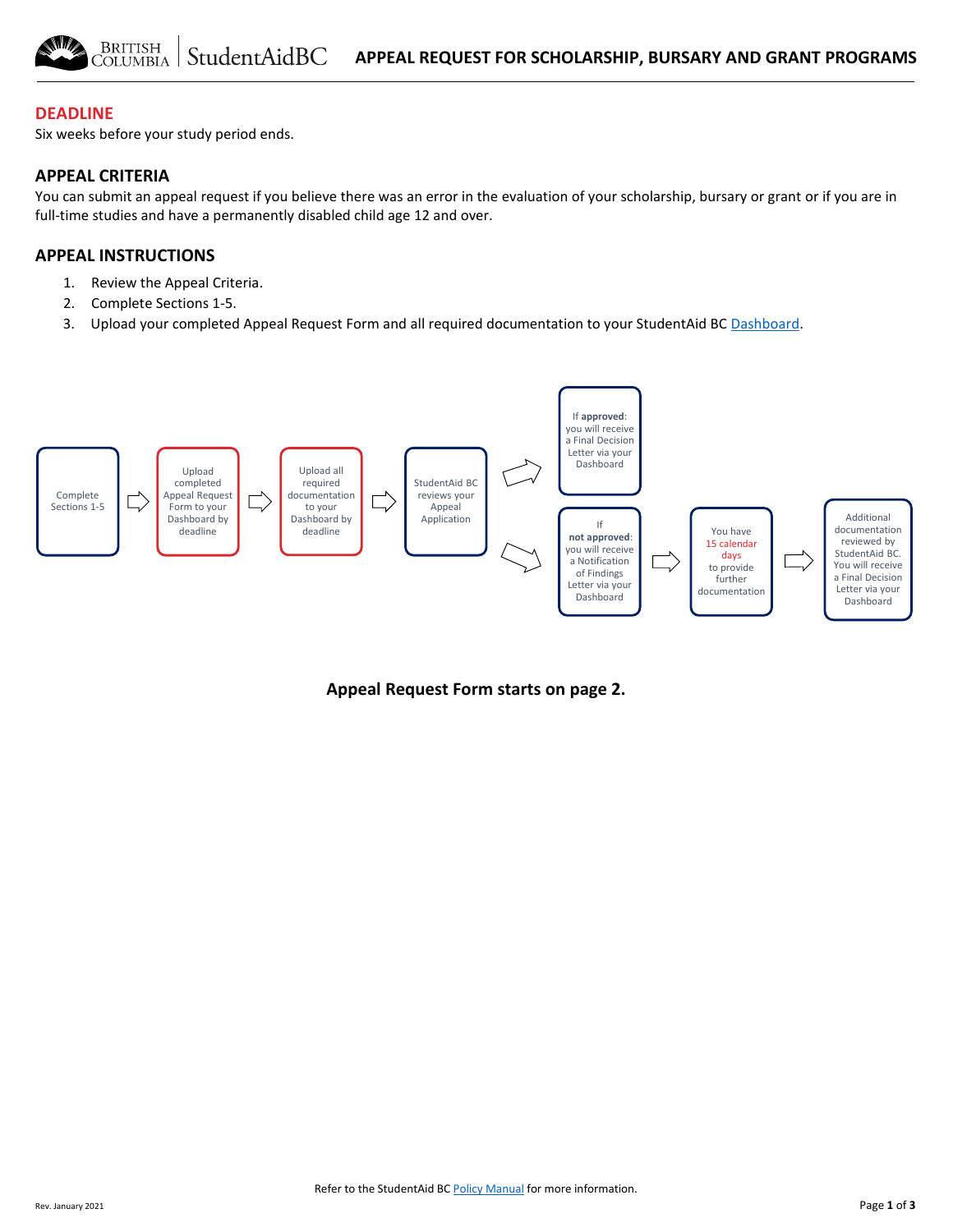# APPEAL REQUEST FOR SCHOLARSHIP, BURSARY AND GRANT PROGRAMS

## DEADLINE

Six weeks before your study period ends.

## APPEAL CRITERIA

You can submit an appeal request if you believe there was an error in the evaluation of your scholarship, bursary or grant or if you are in full-time studies and have a permanently disabled child age 12 and over.

## APPEAL INSTRUCTIONS

1. Review the Appeal Criteria.
2. Complete Sections 1-5.
3. Upload your completed Appeal Request Form and all required documentation to your StudentAid BC Dashboard.

Complete Sections 1-5 → Upload completed Appeal Request Form to your Dashboard by deadline → Upload all required documentation to your Dashboard by deadline → StudentAid BC reviews your Appeal Application →

- If **approved**: you will receive a Final Decision Letter via your Dashboard
- If **not approved**: you will receive a Notification of Findings Letter via your Dashboard → You have 15 calendar days to provide further documentation → Additional documentation reviewed by StudentAid BC. You will receive a Final Decision Letter via your Dashboard

**Appeal Request Form starts on page 2.**

Refer to the StudentAid BC Policy Manual for more information.

Rev. January 2021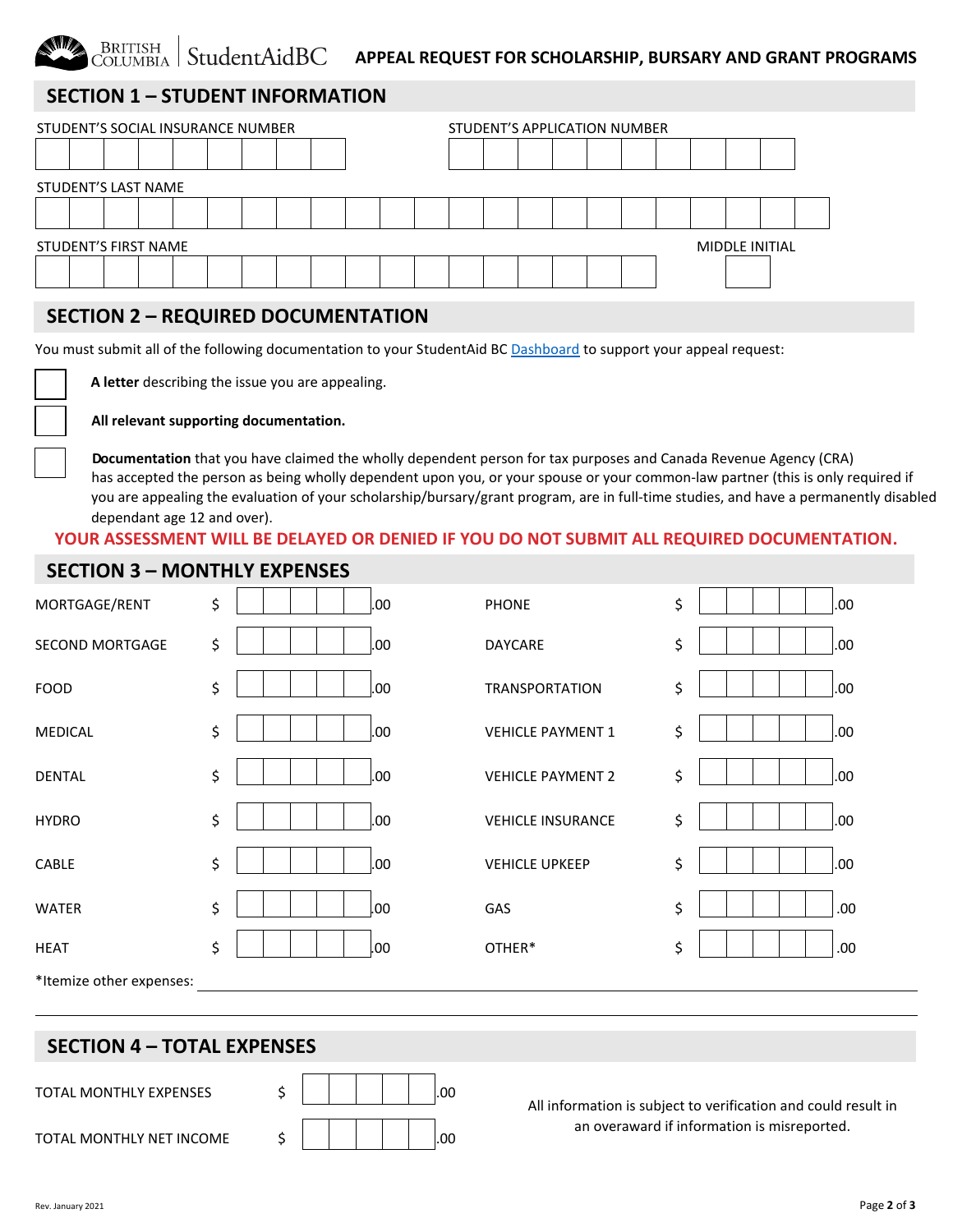**APPEAL REQUEST FOR SCHOLARSHIP, BURSARY AND GRANT PROGRAMS**

## SECTION 1 – STUDENT INFORMATION

STUDENT'S SOCIAL INSURANCE NUMBER

STUDENT'S APPLICATION NUMBER

STUDENT'S LAST NAME

STUDENT'S FIRST NAME

MIDDLE INITIAL

## SECTION 2 – REQUIRED DOCUMENTATION

You must submit all of the following documentation to your StudentAid BC Dashboard to support your appeal request:

- ☐ **A letter** describing the issue you are appealing.
- ☐ **All relevant supporting documentation.**
- ☐ **Documentation** that you have claimed the wholly dependent person for tax purposes and Canada Revenue Agency (CRA) has accepted the person as being wholly dependent upon you, or your spouse or your common-law partner (this is only required if you are appealing the evaluation of your scholarship/bursary/grant program, are in full-time studies, and have a permanently disabled dependant age 12 and over).

**YOUR ASSESSMENT WILL BE DELAYED OR DENIED IF YOU DO NOT SUBMIT ALL REQUIRED DOCUMENTATION.**

## SECTION 3 – MONTHLY EXPENSES

| | | | |
|---|---|---|---|
| MORTGAGE/RENT | $ .00 | PHONE | $ .00 |
| SECOND MORTGAGE | $ .00 | DAYCARE | $ .00 |
| FOOD | $ .00 | TRANSPORTATION | $ .00 |
| MEDICAL | $ .00 | VEHICLE PAYMENT 1 | $ .00 |
| DENTAL | $ .00 | VEHICLE PAYMENT 2 | $ .00 |
| HYDRO | $ .00 | VEHICLE INSURANCE | $ .00 |
| CABLE | $ .00 | VEHICLE UPKEEP | $ .00 |
| WATER | $ .00 | GAS | $ .00 |
| HEAT | $ .00 | OTHER* | $ .00 |

*Itemize other expenses: ______________________________

## SECTION 4 – TOTAL EXPENSES

| | |
|---|---|
| TOTAL MONTHLY EXPENSES | $ .00 |
| TOTAL MONTHLY NET INCOME | $ .00 |

All information is subject to verification and could result in an overaward if information is misreported.

Rev. January 2021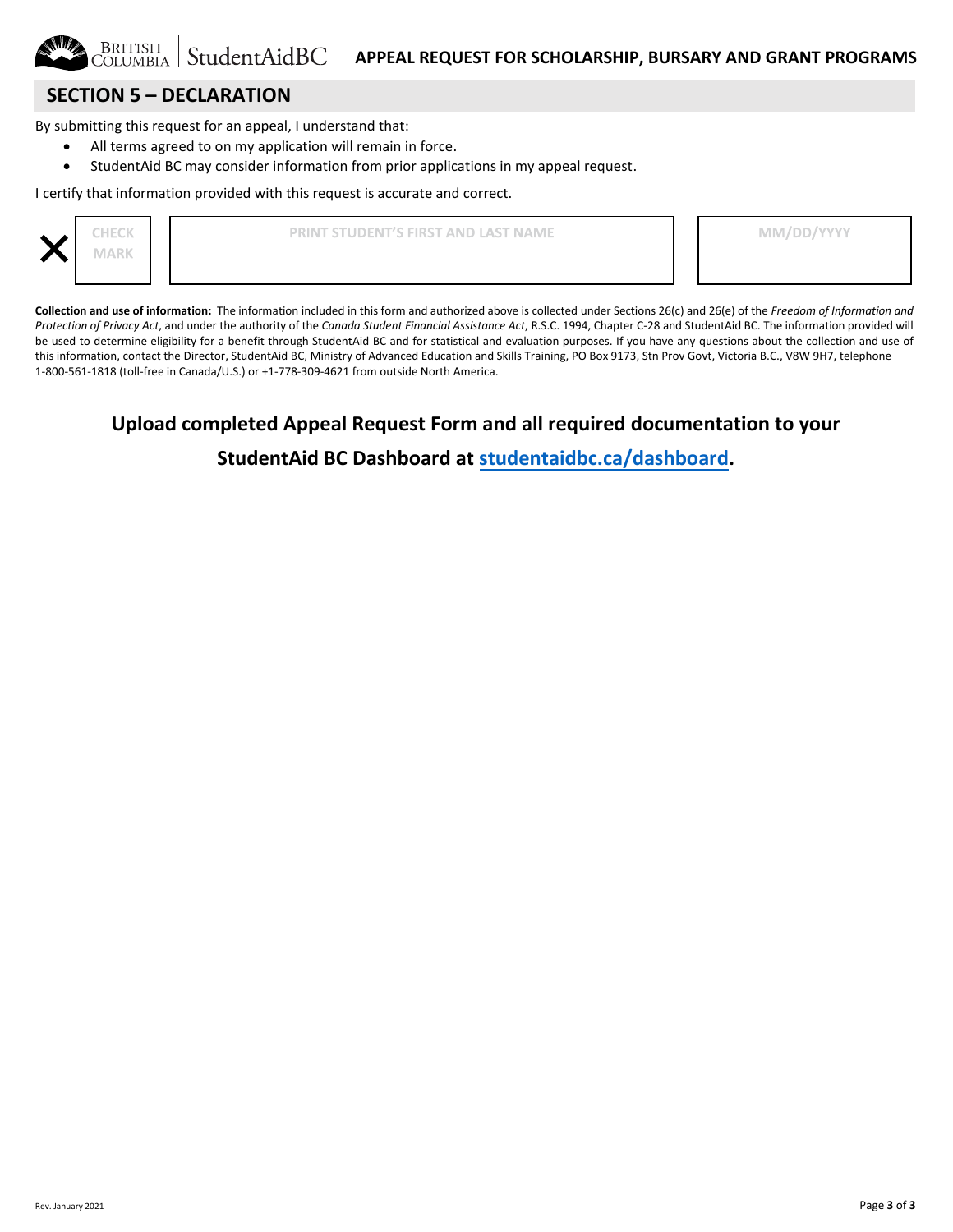## SECTION 5 – DECLARATION

By submitting this request for an appeal, I understand that:

- All terms agreed to on my application will remain in force.
- StudentAid BC may consider information from prior applications in my appeal request.

I certify that information provided with this request is accurate and correct.

| | | | |
|---|---|---|---|
| X | CHECK MARK | PRINT STUDENT'S FIRST AND LAST NAME | MM/DD/YYYY |

**Collection and use of information:** The information included in this form and authorized above is collected under Sections 26(c) and 26(e) of the *Freedom of Information and Protection of Privacy Act*, and under the authority of the *Canada Student Financial Assistance Act*, R.S.C. 1994, Chapter C-28 and StudentAid BC. The information provided will be used to determine eligibility for a benefit through StudentAid BC and for statistical and evaluation purposes. If you have any questions about the collection and use of this information, contact the Director, StudentAid BC, Ministry of Advanced Education and Skills Training, PO Box 9173, Stn Prov Govt, Victoria B.C., V8W 9H7, telephone 1-800-561-1818 (toll-free in Canada/U.S.) or +1-778-309-4621 from outside North America.

**Upload completed Appeal Request Form and all required documentation to your StudentAid BC Dashboard at studentaidbc.ca/dashboard.**